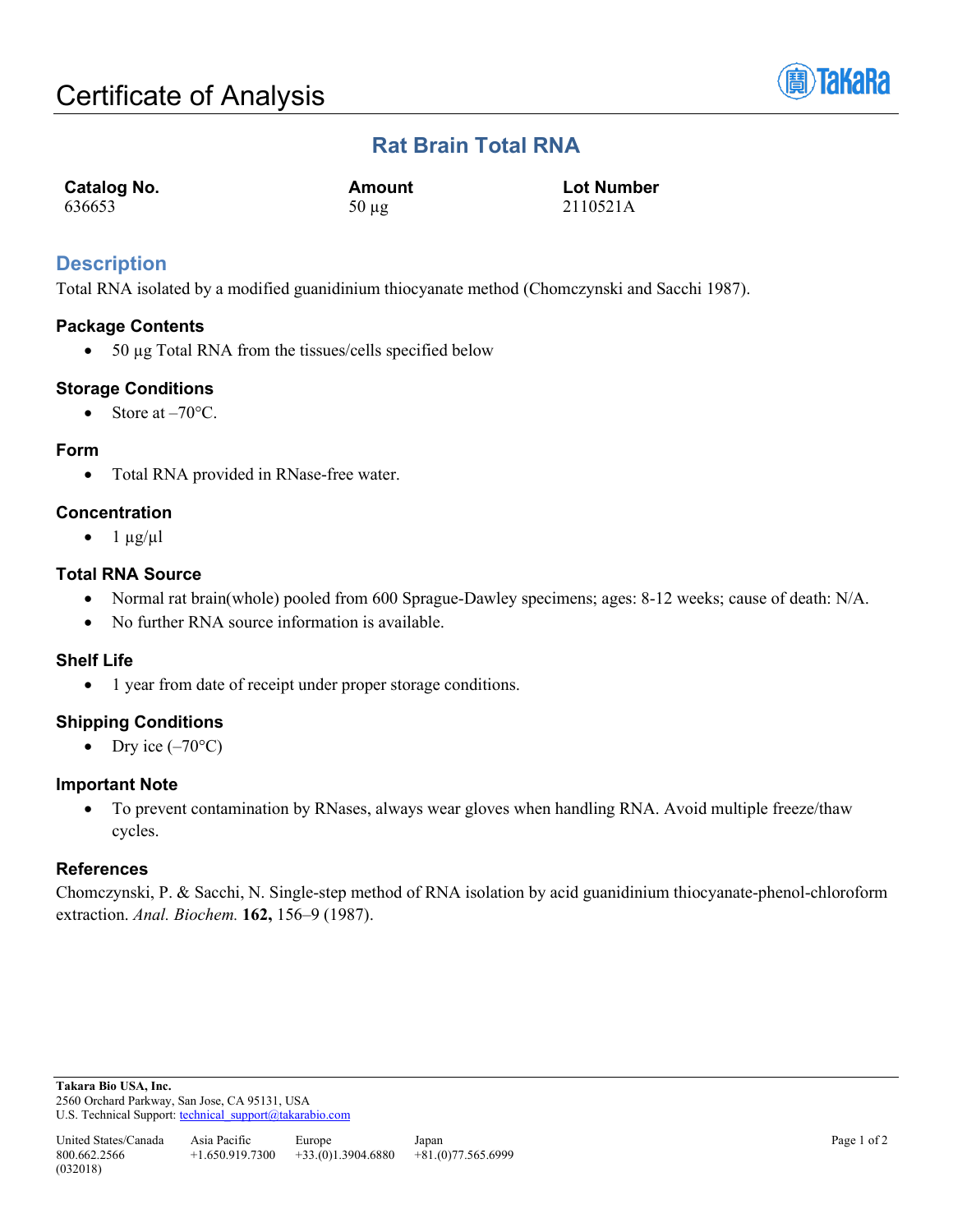# Certificate of Analysis

## Rat Brain Total RNA

| Catalog No. | Amount | Lot Number |
|---|---|---|
| 636653 | 50 µg | 2110521A |

## Description

Total RNA isolated by a modified guanidinium thiocyanate method (Chomczynski and Sacchi 1987).

### Package Contents

- 50 µg Total RNA from the tissues/cells specified below

### Storage Conditions

- Store at –70°C.

### Form

- Total RNA provided in RNase-free water.

### Concentration

- 1 µg/µl

### Total RNA Source

- Normal rat brain(whole) pooled from 600 Sprague-Dawley specimens; ages: 8-12 weeks; cause of death: N/A.
- No further RNA source information is available.

### Shelf Life

- 1 year from date of receipt under proper storage conditions.

### Shipping Conditions

- Dry ice (–70°C)

### Important Note

- To prevent contamination by RNases, always wear gloves when handling RNA. Avoid multiple freeze/thaw cycles.

### References

Chomczynski, P. & Sacchi, N. Single-step method of RNA isolation by acid guanidinium thiocyanate-phenol-chloroform extraction. *Anal. Biochem.* **162,** 156–9 (1987).

**Takara Bio USA, Inc.**
2560 Orchard Parkway, San Jose, CA 95131, USA
U.S. Technical Support: technical_support@takarabio.com

| United States/Canada | Asia Pacific | Europe | Japan |
|---|---|---|---|
| 800.662.2566 | +1.650.919.7300 | +33.(0)1.3904.6880 | +81.(0)77.565.6999 |

(032018)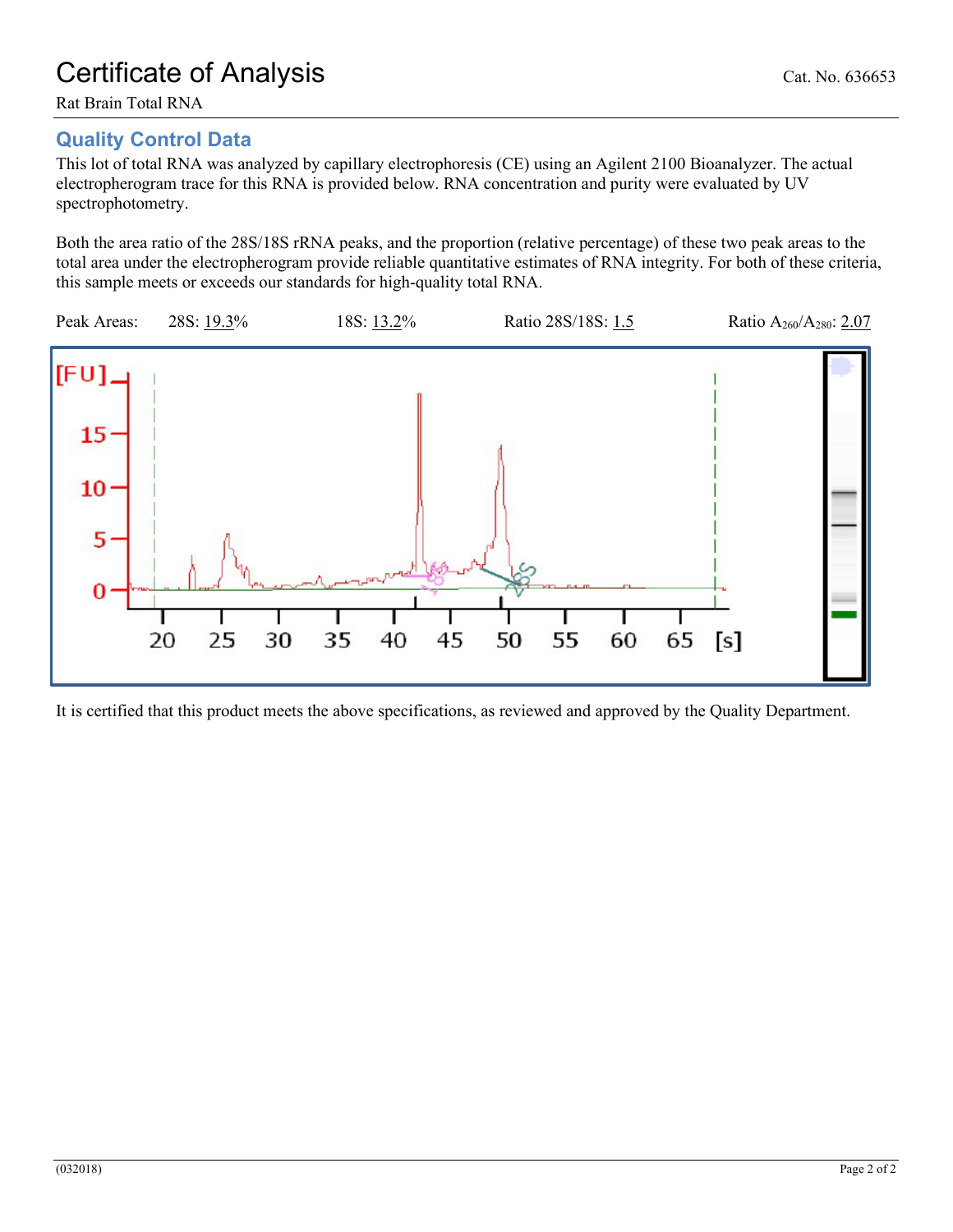# Certificate of Analysis

Cat. No. 636653

Rat Brain Total RNA

## Quality Control Data

This lot of total RNA was analyzed by capillary electrophoresis (CE) using an Agilent 2100 Bioanalyzer. The actual electropherogram trace for this RNA is provided below. RNA concentration and purity were evaluated by UV spectrophotometry.

Both the area ratio of the 28S/18S rRNA peaks, and the proportion (relative percentage) of these two peak areas to the total area under the electropherogram provide reliable quantitative estimates of RNA integrity. For both of these criteria, this sample meets or exceeds our standards for high-quality total RNA.

Peak Areas: 28S: 19.3% 18S: 13.2% Ratio 28S/18S: 1.5 Ratio $A_{260}/A_{280}$: 2.07

It is certified that this product meets the above specifications, as reviewed and approved by the Quality Department.

(032018)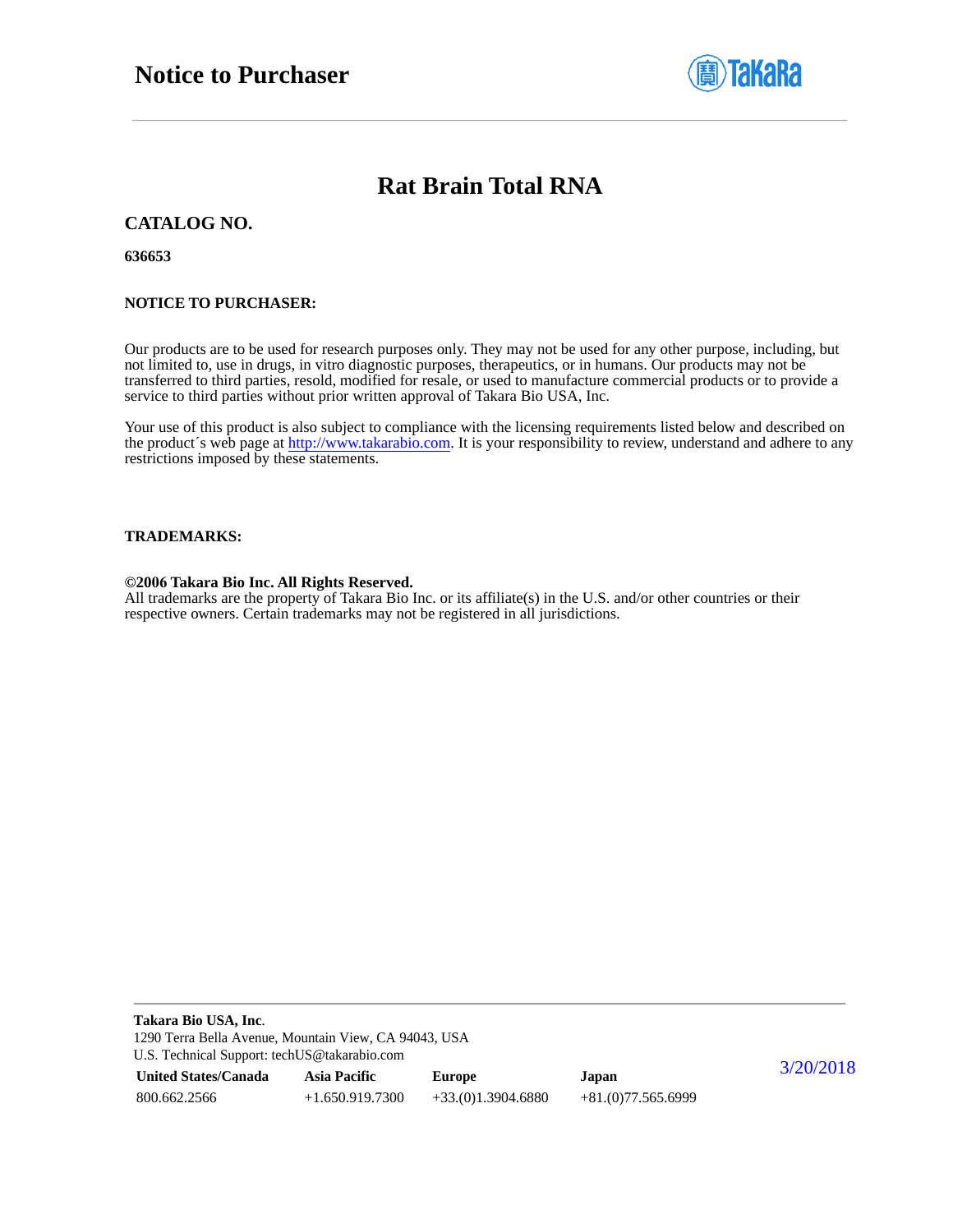# Notice to Purchaser

## Rat Brain Total RNA

### CATALOG NO.

**636653**

**NOTICE TO PURCHASER:**

Our products are to be used for research purposes only. They may not be used for any other purpose, including, but not limited to, use in drugs, in vitro diagnostic purposes, therapeutics, or in humans. Our products may not be transferred to third parties, resold, modified for resale, or used to manufacture commercial products or to provide a service to third parties without prior written approval of Takara Bio USA, Inc.

Your use of this product is also subject to compliance with the licensing requirements listed below and described on the product´s web page at http://www.takarabio.com. It is your responsibility to review, understand and adhere to any restrictions imposed by these statements.

**TRADEMARKS:**

**©2006 Takara Bio Inc. All Rights Reserved.**
All trademarks are the property of Takara Bio Inc. or its affiliate(s) in the U.S. and/or other countries or their respective owners. Certain trademarks may not be registered in all jurisdictions.

**Takara Bio USA, Inc.**
1290 Terra Bella Avenue, Mountain View, CA 94043, USA
U.S. Technical Support: techUS@takarabio.com

| United States/Canada | Asia Pacific | Europe | Japan |
| --- | --- | --- | --- |
| 800.662.2566 | +1.650.919.7300 | +33.(0)1.3904.6880 | +81.(0)77.565.6999 |

3/20/2018